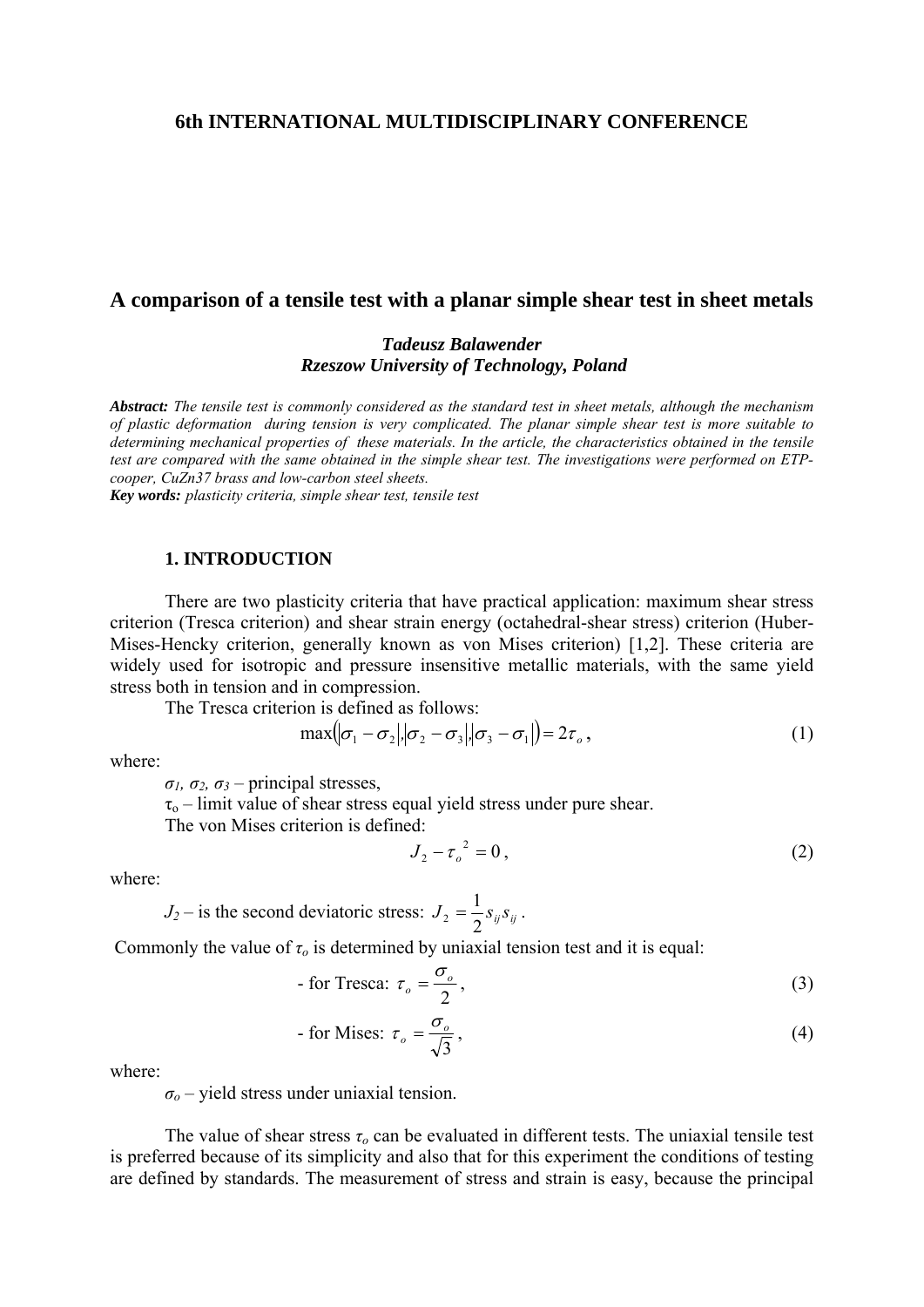## 6th INTERNATIONAL MULTIDISCIPLINARY CONFERENCE

# A comparison of a tensile test with a planar simple shear test in sheet metals

***Tadeusz Balawender***
***Rzeszow University of Technology, Poland***

***Abstract:*** *The tensile test is commonly considered as the standard test in sheet metals, although the mechanism of plastic deformation during tension is very complicated. The planar simple shear test is more suitable to determining mechanical properties of these materials. In the article, the characteristics obtained in the tensile test are compared with the same obtained in the simple shear test. The investigations were performed on ETP-cooper, CuZn37 brass and low-carbon steel sheets.*
***Key words:*** *plasticity criteria, simple shear test, tensile test*

## 1. INTRODUCTION

There are two plasticity criteria that have practical application: maximum shear stress criterion (Tresca criterion) and shear strain energy (octahedral-shear stress) criterion (Huber-Mises-Hencky criterion, generally known as von Mises criterion) [1,2]. These criteria are widely used for isotropic and pressure insensitive metallic materials, with the same yield stress both in tension and in compression.

The Tresca criterion is defined as follows:

$$\max\left(\left|\sigma_1-\sigma_2\right|,\left|\sigma_2-\sigma_3\right|,\left|\sigma_3-\sigma_1\right|\right)=2\tau_o, \tag{1}$$

where:

$\sigma_1$, $\sigma_2$, $\sigma_3$ – principal stresses,

$\tau_o$ – limit value of shear stress equal yield stress under pure shear.

The von Mises criterion is defined:

$$J_2-\tau_o^{\,2}=0, \tag{2}$$

where:

$J_2$ – is the second deviatoric stress: $J_2=\frac{1}{2}s_{ij}s_{ij}$.

Commonly the value of $\tau_o$ is determined by uniaxial tension test and it is equal:

- for Tresca: $\tau_o=\dfrac{\sigma_o}{2}$, (3)

- for Mises: $\tau_o=\dfrac{\sigma_o}{\sqrt{3}}$, (4)

where:

$\sigma_o$ – yield stress under uniaxial tension.

The value of shear stress $\tau_o$ can be evaluated in different tests. The uniaxial tensile test is preferred because of its simplicity and also that for this experiment the conditions of testing are defined by standards. The measurement of stress and strain is easy, because the principal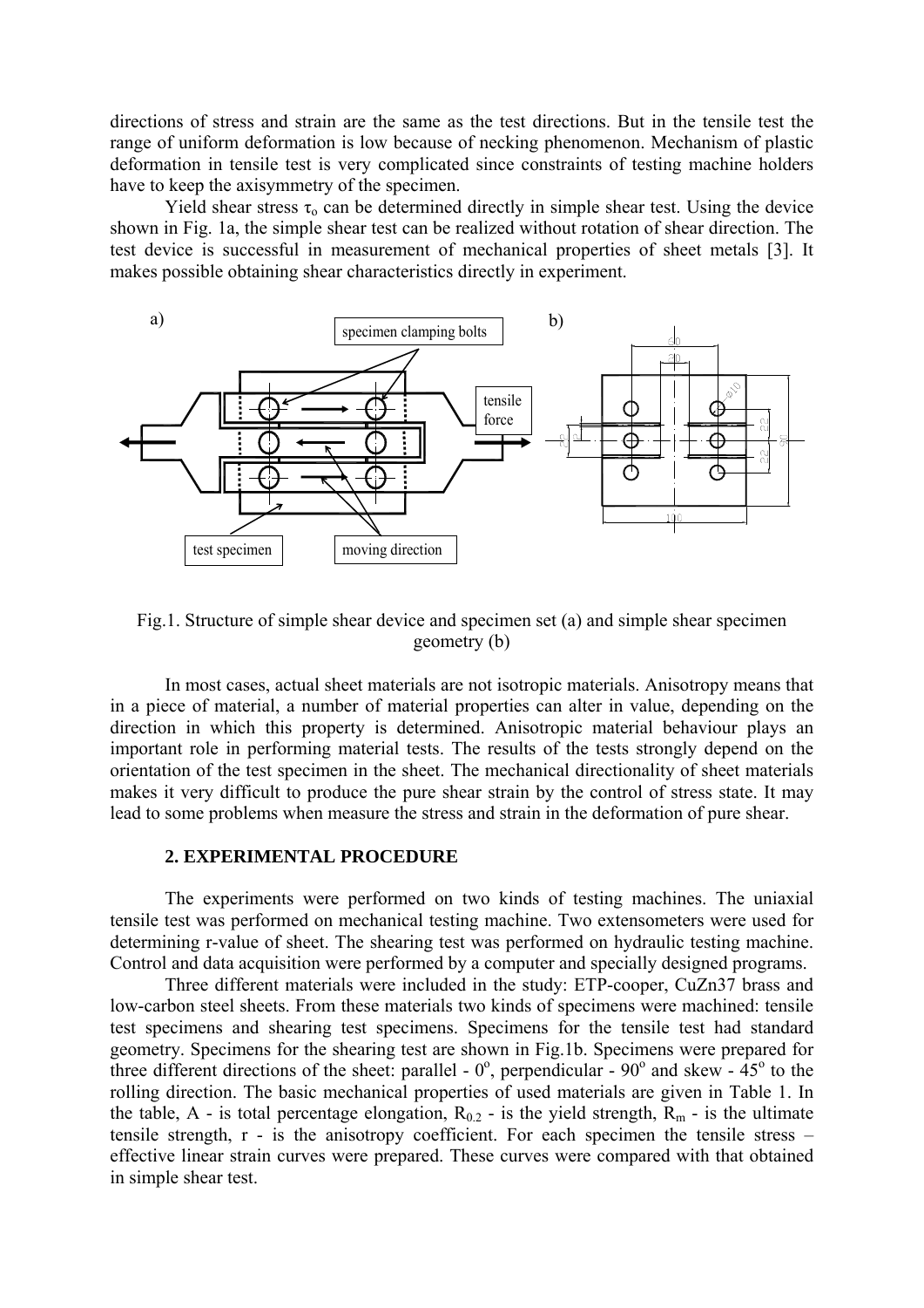directions of stress and strain are the same as the test directions. But in the tensile test the range of uniform deformation is low because of necking phenomenon. Mechanism of plastic deformation in tensile test is very complicated since constraints of testing machine holders have to keep the axisymmetry of the specimen.

Yield shear stress $\tau_o$ can be determined directly in simple shear test. Using the device shown in Fig. 1a, the simple shear test can be realized without rotation of shear direction. The test device is successful in measurement of mechanical properties of sheet metals [3]. It makes possible obtaining shear characteristics directly in experiment.

Fig.1. Structure of simple shear device and specimen set (a) and simple shear specimen geometry (b)

In most cases, actual sheet materials are not isotropic materials. Anisotropy means that in a piece of material, a number of material properties can alter in value, depending on the direction in which this property is determined. Anisotropic material behaviour plays an important role in performing material tests. The results of the tests strongly depend on the orientation of the test specimen in the sheet. The mechanical directionality of sheet materials makes it very difficult to produce the pure shear strain by the control of stress state. It may lead to some problems when measure the stress and strain in the deformation of pure shear.

## 2. EXPERIMENTAL PROCEDURE

The experiments were performed on two kinds of testing machines. The uniaxial tensile test was performed on mechanical testing machine. Two extensometers were used for determining r-value of sheet. The shearing test was performed on hydraulic testing machine. Control and data acquisition were performed by a computer and specially designed programs.

Three different materials were included in the study: ETP-cooper, CuZn37 brass and low-carbon steel sheets. From these materials two kinds of specimens were machined: tensile test specimens and shearing test specimens. Specimens for the tensile test had standard geometry. Specimens for the shearing test are shown in Fig.1b. Specimens were prepared for three different directions of the sheet: parallel - $0^o$, perpendicular - $90^o$ and skew - $45^o$ to the rolling direction. The basic mechanical properties of used materials are given in Table 1. In the table, A - is total percentage elongation, $R_{0.2}$ - is the yield strength, $R_m$ - is the ultimate tensile strength, r - is the anisotropy coefficient. For each specimen the tensile stress – effective linear strain curves were prepared. These curves were compared with that obtained in simple shear test.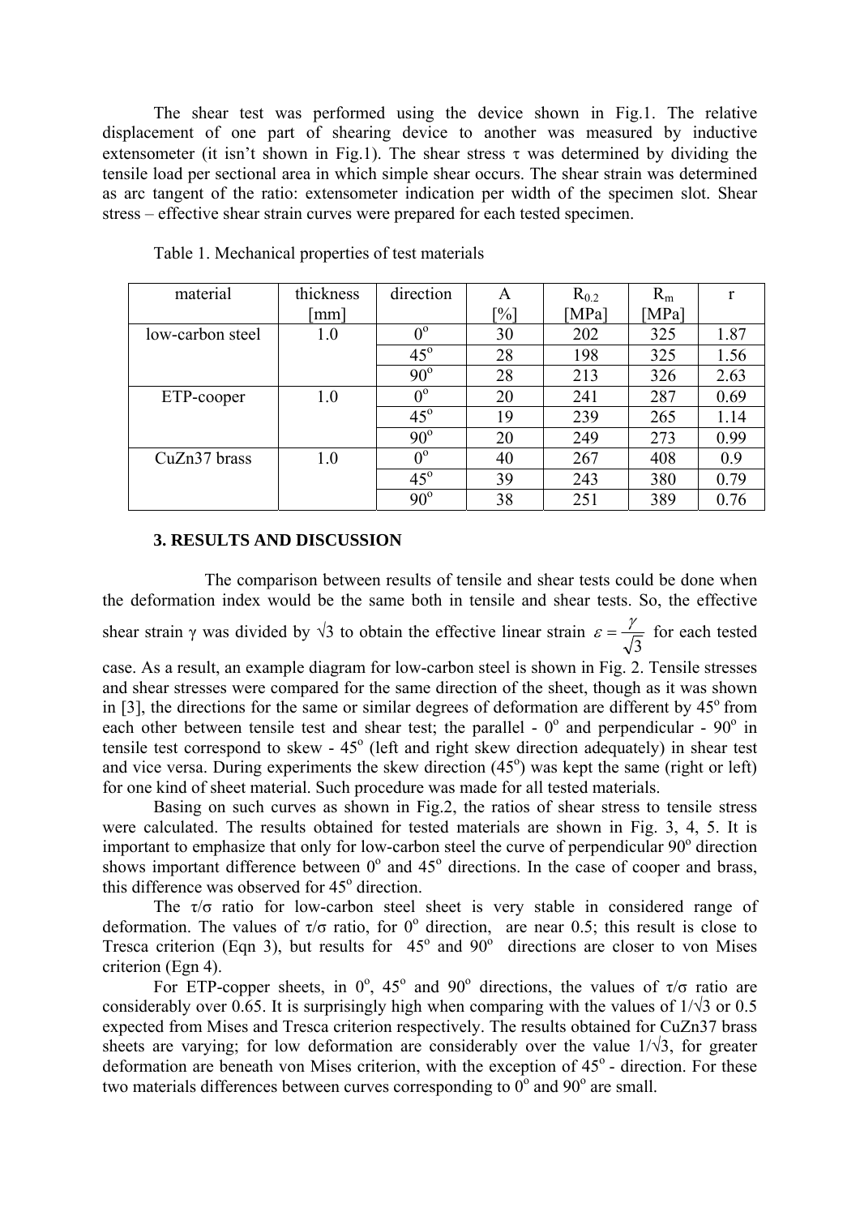The shear test was performed using the device shown in Fig.1. The relative displacement of one part of shearing device to another was measured by inductive extensometer (it isn't shown in Fig.1). The shear stress τ was determined by dividing the tensile load per sectional area in which simple shear occurs. The shear strain was determined as arc tangent of the ratio: extensometer indication per width of the specimen slot. Shear stress – effective shear strain curves were prepared for each tested specimen.

Table 1. Mechanical properties of test materials

| material | thickness [mm] | direction | A [%] | $R_{0.2}$ [MPa] | $R_m$ [MPa] | r |
|---|---|---|---|---|---|---|
| low-carbon steel | 1.0 | 0° | 30 | 202 | 325 | 1.87 |
| | | 45° | 28 | 198 | 325 | 1.56 |
| | | 90° | 28 | 213 | 326 | 2.63 |
| ETP-cooper | 1.0 | 0° | 20 | 241 | 287 | 0.69 |
| | | 45° | 19 | 239 | 265 | 1.14 |
| | | 90° | 20 | 249 | 273 | 0.99 |
| CuZn37 brass | 1.0 | 0° | 40 | 267 | 408 | 0.9 |
| | | 45° | 39 | 243 | 380 | 0.79 |
| | | 90° | 38 | 251 | 389 | 0.76 |

### 3. RESULTS AND DISCUSSION

The comparison between results of tensile and shear tests could be done when the deformation index would be the same both in tensile and shear tests. So, the effective shear strain γ was divided by √3 to obtain the effective linear strain $\varepsilon = \frac{\gamma}{\sqrt{3}}$ for each tested case. As a result, an example diagram for low-carbon steel is shown in Fig. 2. Tensile stresses and shear stresses were compared for the same direction of the sheet, though as it was shown in [3], the directions for the same or similar degrees of deformation are different by 45° from each other between tensile test and shear test; the parallel - 0° and perpendicular - 90° in tensile test correspond to skew - 45° (left and right skew direction adequately) in shear test and vice versa. During experiments the skew direction (45°) was kept the same (right or left) for one kind of sheet material. Such procedure was made for all tested materials.

Basing on such curves as shown in Fig.2, the ratios of shear stress to tensile stress were calculated. The results obtained for tested materials are shown in Fig. 3, 4, 5. It is important to emphasize that only for low-carbon steel the curve of perpendicular 90° direction shows important difference between 0° and 45° directions. In the case of cooper and brass, this difference was observed for 45° direction.

The τ/σ ratio for low-carbon steel sheet is very stable in considered range of deformation. The values of τ/σ ratio, for 0° direction, are near 0.5; this result is close to Tresca criterion (Eqn 3), but results for 45° and 90° directions are closer to von Mises criterion (Egn 4).

For ETP-copper sheets, in 0°, 45° and 90° directions, the values of τ/σ ratio are considerably over 0.65. It is surprisingly high when comparing with the values of 1/√3 or 0.5 expected from Mises and Tresca criterion respectively. The results obtained for CuZn37 brass sheets are varying; for low deformation are considerably over the value 1/√3, for greater deformation are beneath von Mises criterion, with the exception of 45° - direction. For these two materials differences between curves corresponding to 0° and 90° are small.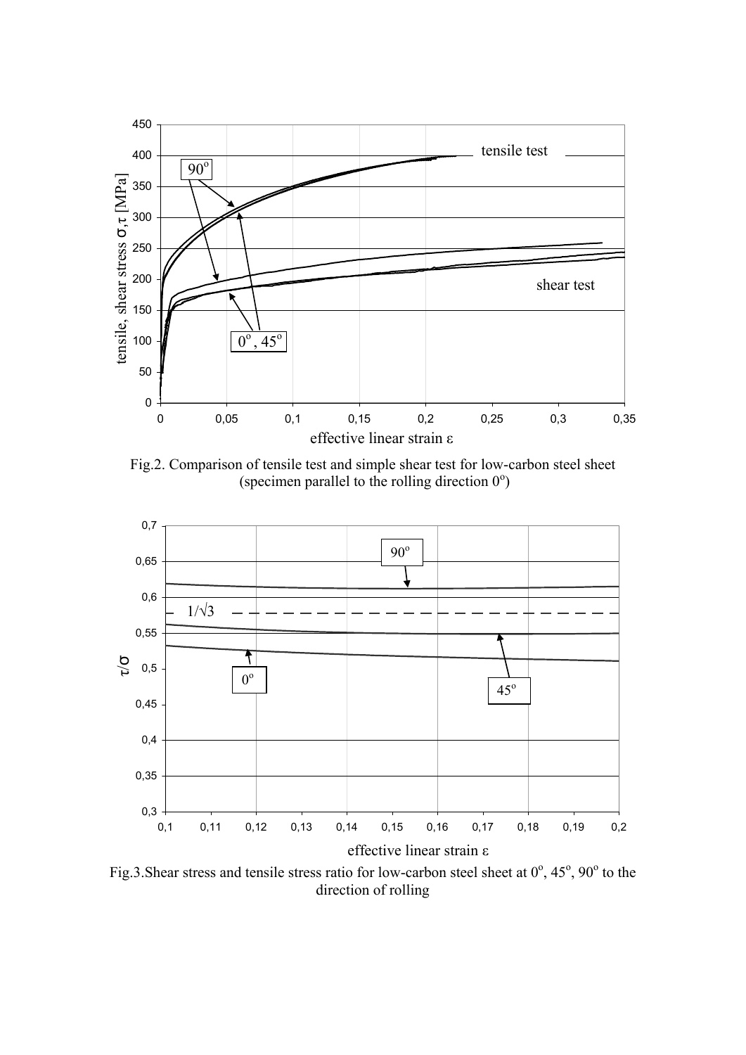Fig.2. Comparison of tensile test and simple shear test for low-carbon steel sheet (specimen parallel to the rolling direction $0^o$)

Fig.3.Shear stress and tensile stress ratio for low-carbon steel sheet at $0^o$, $45^o$, $90^o$ to the direction of rolling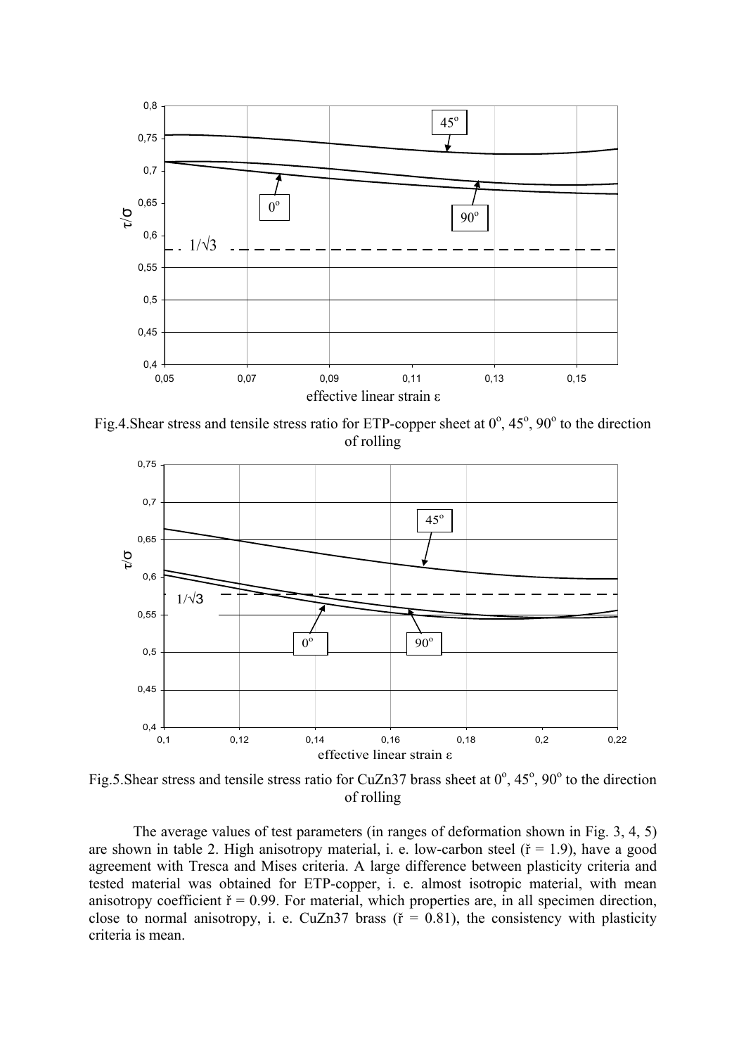Fig.4.Shear stress and tensile stress ratio for ETP-copper sheet at $0^o$, $45^o$, $90^o$ to the direction of rolling

Fig.5.Shear stress and tensile stress ratio for CuZn37 brass sheet at $0^o$, $45^o$, $90^o$ to the direction of rolling

The average values of test parameters (in ranges of deformation shown in Fig. 3, 4, 5) are shown in table 2. High anisotropy material, i. e. low-carbon steel ($\check{r}$ = 1.9), have a good agreement with Tresca and Mises criteria. A large difference between plasticity criteria and tested material was obtained for ETP-copper, i. e. almost isotropic material, with mean anisotropy coefficient $\check{r}$ = 0.99. For material, which properties are, in all specimen direction, close to normal anisotropy, i. e. CuZn37 brass ($\check{r}$ = 0.81), the consistency with plasticity criteria is mean.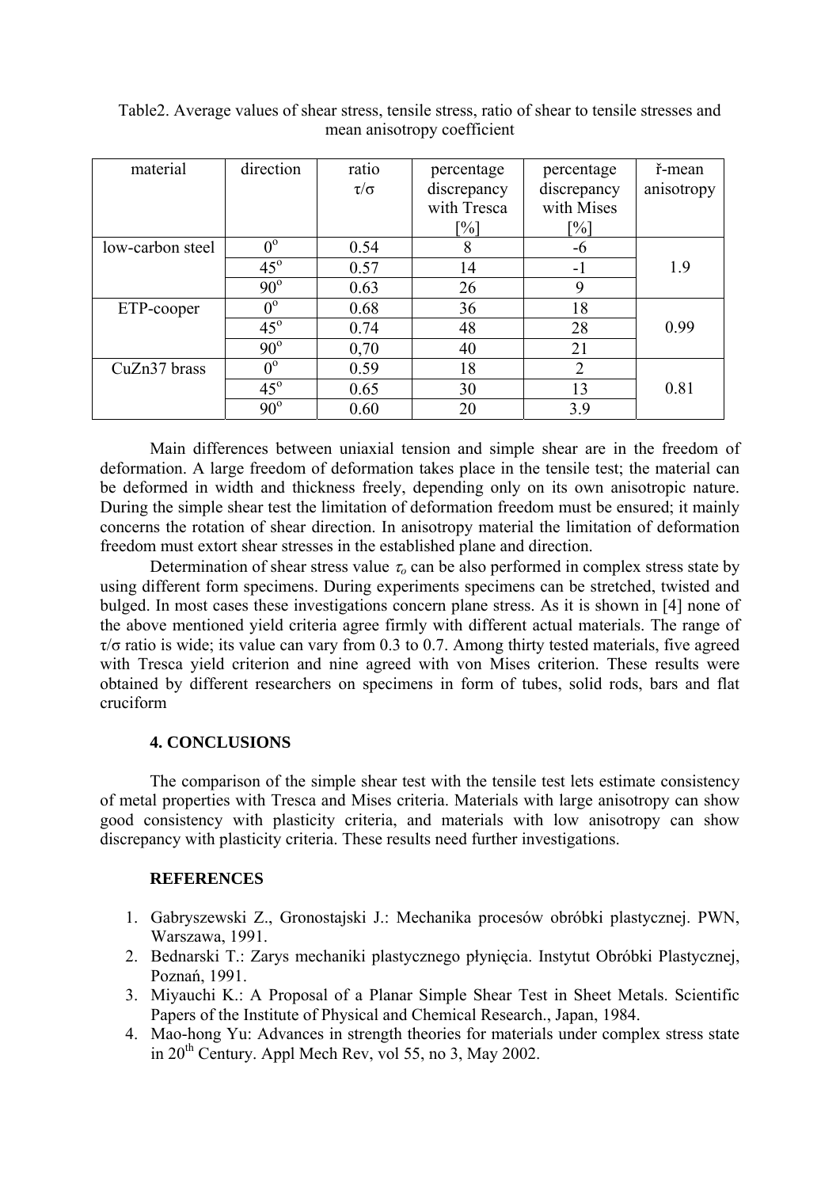Table2. Average values of shear stress, tensile stress, ratio of shear to tensile stresses and mean anisotropy coefficient

| material | direction | ratio $\tau/\sigma$ | percentage discrepancy with Tresca [%] | percentage discrepancy with Mises [%] | ř-mean anisotropy |
|---|---|---|---|---|---|
| low-carbon steel | $0^o$ | 0.54 | 8 | -6 | 1.9 |
| | $45^o$ | 0.57 | 14 | -1 | |
| | $90^o$ | 0.63 | 26 | 9 | |
| ETP-cooper | $0^o$ | 0.68 | 36 | 18 | 0.99 |
| | $45^o$ | 0.74 | 48 | 28 | |
| | $90^o$ | 0,70 | 40 | 21 | |
| CuZn37 brass | $0^o$ | 0.59 | 18 | 2 | 0.81 |
| | $45^o$ | 0.65 | 30 | 13 | |
| | $90^o$ | 0.60 | 20 | 3.9 | |

Main differences between uniaxial tension and simple shear are in the freedom of deformation. A large freedom of deformation takes place in the tensile test; the material can be deformed in width and thickness freely, depending only on its own anisotropic nature. During the simple shear test the limitation of deformation freedom must be ensured; it mainly concerns the rotation of shear direction. In anisotropy material the limitation of deformation freedom must extort shear stresses in the established plane and direction.

Determination of shear stress value $\tau_o$ can be also performed in complex stress state by using different form specimens. During experiments specimens can be stretched, twisted and bulged. In most cases these investigations concern plane stress. As it is shown in [4] none of the above mentioned yield criteria agree firmly with different actual materials. The range of $\tau/\sigma$ ratio is wide; its value can vary from 0.3 to 0.7. Among thirty tested materials, five agreed with Tresca yield criterion and nine agreed with von Mises criterion. These results were obtained by different researchers on specimens in form of tubes, solid rods, bars and flat cruciform

## 4. CONCLUSIONS

The comparison of the simple shear test with the tensile test lets estimate consistency of metal properties with Tresca and Mises criteria. Materials with large anisotropy can show good consistency with plasticity criteria, and materials with low anisotropy can show discrepancy with plasticity criteria. These results need further investigations.

## REFERENCES

1. Gabryszewski Z., Gronostajski J.: Mechanika procesów obróbki plastycznej. PWN, Warszawa, 1991.
2. Bednarski T.: Zarys mechaniki plastycznego płynięcia. Instytut Obróbki Plastycznej, Poznań, 1991.
3. Miyauchi K.: A Proposal of a Planar Simple Shear Test in Sheet Metals. Scientific Papers of the Institute of Physical and Chemical Research., Japan, 1984.
4. Mao-hong Yu: Advances in strength theories for materials under complex stress state in $20^{th}$ Century. Appl Mech Rev, vol 55, no 3, May 2002.